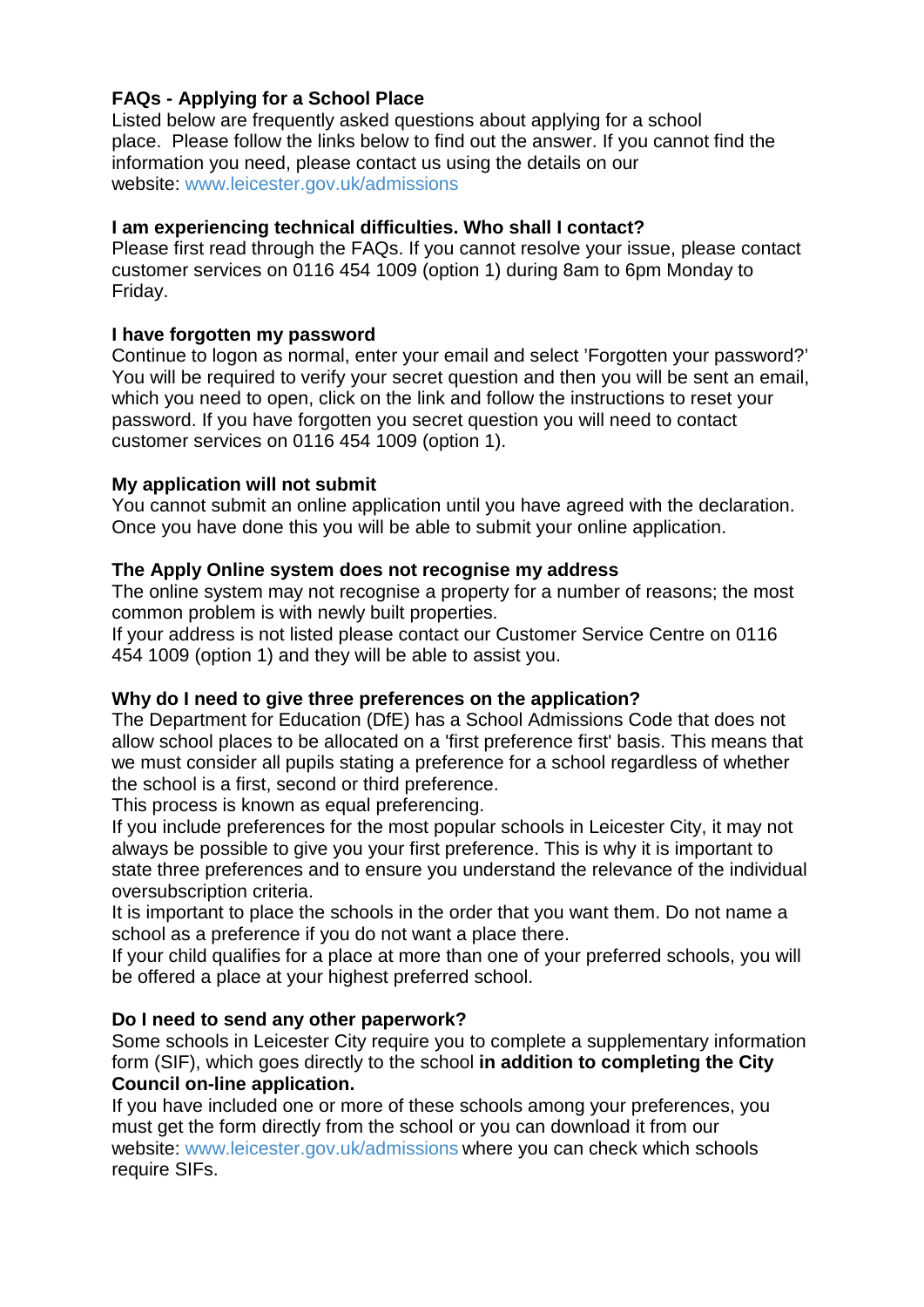## FAQs - Applying for a School Place

Listed below are frequently asked questions about applying for a school place. Please follow the links below to find out the answer. If you cannot find the information you need, please contact us using the details on our website: www.leicester.gov.uk/admissions

### I am experiencing technical difficulties. Who shall I contact?

Please first read through the FAQs. If you cannot resolve your issue, please contact customer services on 0116 454 1009 (option 1) during 8am to 6pm Monday to Friday.

### I have forgotten my password

Continue to logon as normal, enter your email and select 'Forgotten your password?' You will be required to verify your secret question and then you will be sent an email, which you need to open, click on the link and follow the instructions to reset your password. If you have forgotten you secret question you will need to contact customer services on 0116 454 1009 (option 1).

### My application will not submit

You cannot submit an online application until you have agreed with the declaration. Once you have done this you will be able to submit your online application.

### The Apply Online system does not recognise my address

The online system may not recognise a property for a number of reasons; the most common problem is with newly built properties.

If your address is not listed please contact our Customer Service Centre on 0116 454 1009 (option 1) and they will be able to assist you.

### Why do I need to give three preferences on the application?

The Department for Education (DfE) has a School Admissions Code that does not allow school places to be allocated on a 'first preference first' basis. This means that we must consider all pupils stating a preference for a school regardless of whether the school is a first, second or third preference.

This process is known as equal preferencing.

If you include preferences for the most popular schools in Leicester City, it may not always be possible to give you your first preference. This is why it is important to state three preferences and to ensure you understand the relevance of the individual oversubscription criteria.

It is important to place the schools in the order that you want them. Do not name a school as a preference if you do not want a place there.

If your child qualifies for a place at more than one of your preferred schools, you will be offered a place at your highest preferred school.

### Do I need to send any other paperwork?

Some schools in Leicester City require you to complete a supplementary information form (SIF), which goes directly to the school **in addition to completing the City Council on-line application.**

If you have included one or more of these schools among your preferences, you must get the form directly from the school or you can download it from our website: www.leicester.gov.uk/admissions where you can check which schools require SIFs.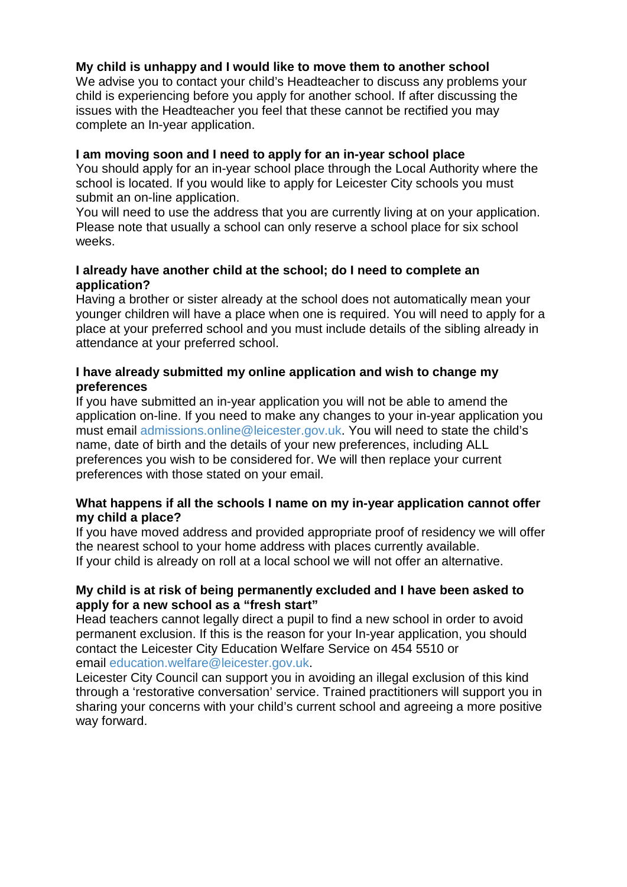**My child is unhappy and I would like to move them to another school**
We advise you to contact your child's Headteacher to discuss any problems your child is experiencing before you apply for another school. If after discussing the issues with the Headteacher you feel that these cannot be rectified you may complete an In-year application.

**I am moving soon and I need to apply for an in-year school place**
You should apply for an in-year school place through the Local Authority where the school is located. If you would like to apply for Leicester City schools you must submit an on-line application.
You will need to use the address that you are currently living at on your application. Please note that usually a school can only reserve a school place for six school weeks.

**I already have another child at the school; do I need to complete an application?**
Having a brother or sister already at the school does not automatically mean your younger children will have a place when one is required. You will need to apply for a place at your preferred school and you must include details of the sibling already in attendance at your preferred school.

**I have already submitted my online application and wish to change my preferences**
If you have submitted an in-year application you will not be able to amend the application on-line. If you need to make any changes to your in-year application you must email admissions.online@leicester.gov.uk. You will need to state the child's name, date of birth and the details of your new preferences, including ALL preferences you wish to be considered for. We will then replace your current preferences with those stated on your email.

**What happens if all the schools I name on my in-year application cannot offer my child a place?**
If you have moved address and provided appropriate proof of residency we will offer the nearest school to your home address with places currently available.
If your child is already on roll at a local school we will not offer an alternative.

**My child is at risk of being permanently excluded and I have been asked to apply for a new school as a "fresh start"**
Head teachers cannot legally direct a pupil to find a new school in order to avoid permanent exclusion. If this is the reason for your In-year application, you should contact the Leicester City Education Welfare Service on 454 5510 or email education.welfare@leicester.gov.uk.
Leicester City Council can support you in avoiding an illegal exclusion of this kind through a 'restorative conversation' service. Trained practitioners will support you in sharing your concerns with your child's current school and agreeing a more positive way forward.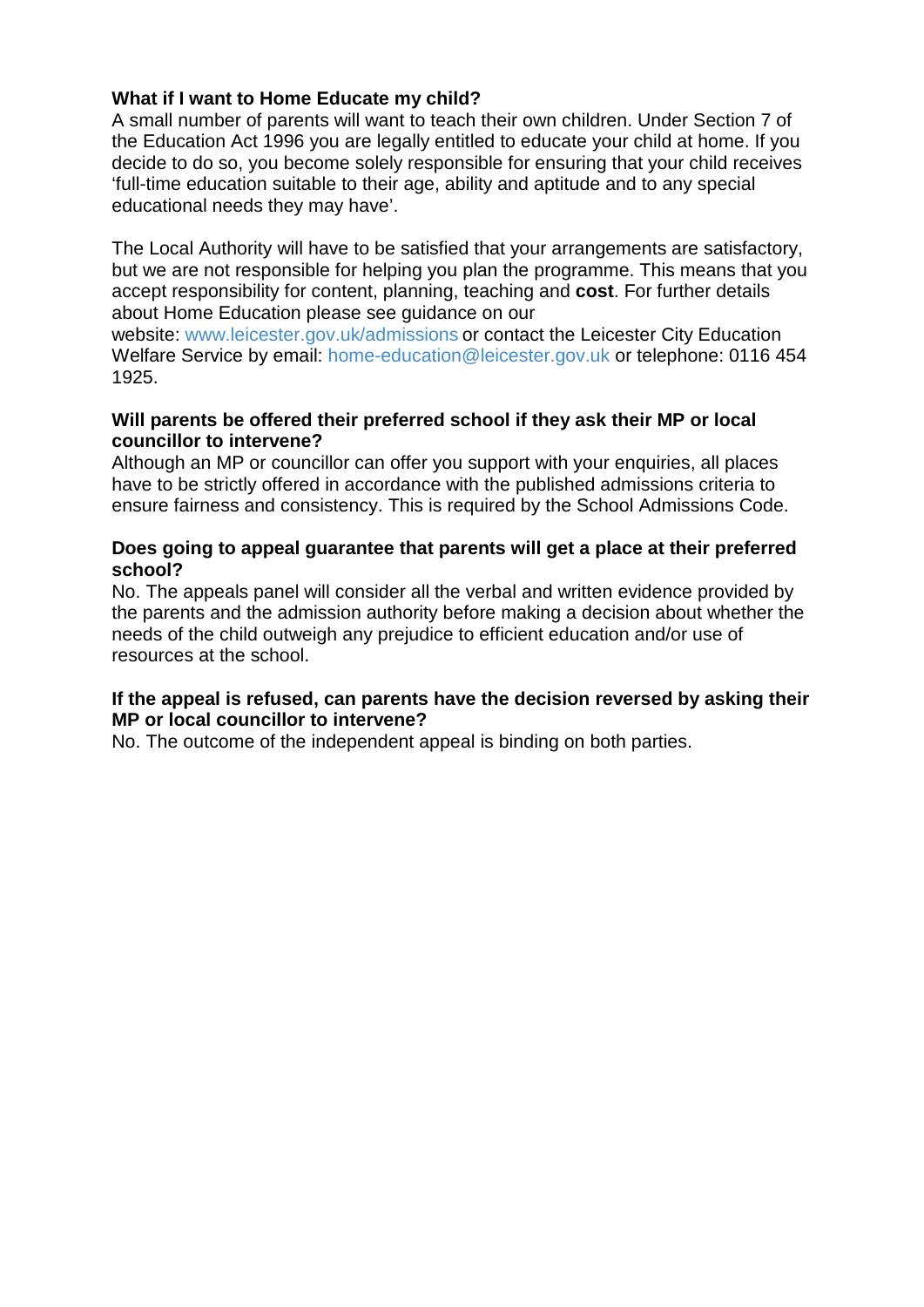**What if I want to Home Educate my child?**

A small number of parents will want to teach their own children. Under Section 7 of the Education Act 1996 you are legally entitled to educate your child at home. If you decide to do so, you become solely responsible for ensuring that your child receives 'full-time education suitable to their age, ability and aptitude and to any special educational needs they may have'.

The Local Authority will have to be satisfied that your arrangements are satisfactory, but we are not responsible for helping you plan the programme. This means that you accept responsibility for content, planning, teaching and **cost**. For further details about Home Education please see guidance on our website: www.leicester.gov.uk/admissions or contact the Leicester City Education Welfare Service by email: home-education@leicester.gov.uk or telephone: 0116 454 1925.

**Will parents be offered their preferred school if they ask their MP or local councillor to intervene?**

Although an MP or councillor can offer you support with your enquiries, all places have to be strictly offered in accordance with the published admissions criteria to ensure fairness and consistency. This is required by the School Admissions Code.

**Does going to appeal guarantee that parents will get a place at their preferred school?**

No. The appeals panel will consider all the verbal and written evidence provided by the parents and the admission authority before making a decision about whether the needs of the child outweigh any prejudice to efficient education and/or use of resources at the school.

**If the appeal is refused, can parents have the decision reversed by asking their MP or local councillor to intervene?**

No. The outcome of the independent appeal is binding on both parties.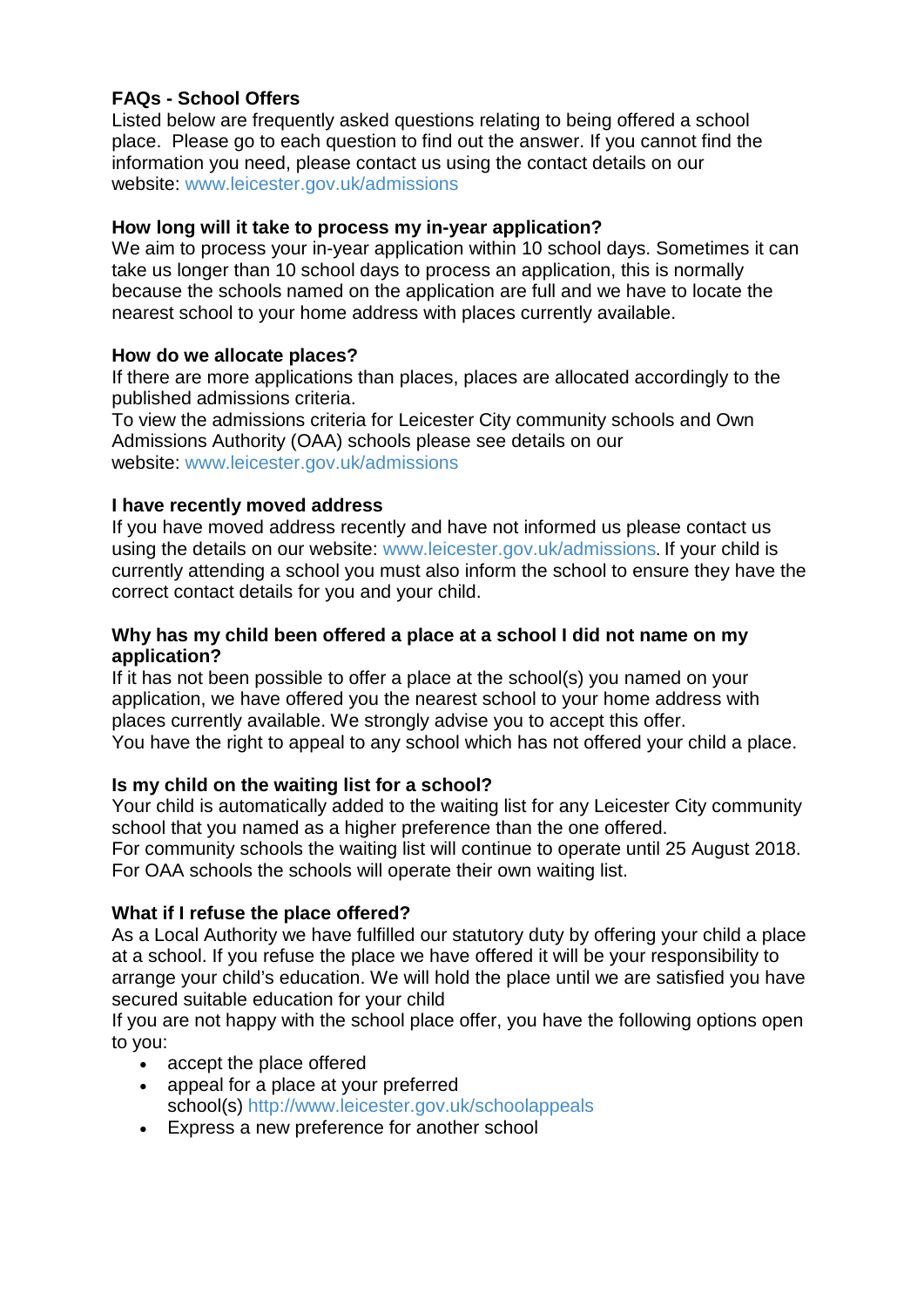## FAQs - School Offers

Listed below are frequently asked questions relating to being offered a school place. Please go to each question to find out the answer. If you cannot find the information you need, please contact us using the contact details on our website: www.leicester.gov.uk/admissions

### How long will it take to process my in-year application?

We aim to process your in-year application within 10 school days. Sometimes it can take us longer than 10 school days to process an application, this is normally because the schools named on the application are full and we have to locate the nearest school to your home address with places currently available.

### How do we allocate places?

If there are more applications than places, places are allocated accordingly to the published admissions criteria.
To view the admissions criteria for Leicester City community schools and Own Admissions Authority (OAA) schools please see details on our website: www.leicester.gov.uk/admissions

### I have recently moved address

If you have moved address recently and have not informed us please contact us using the details on our website: www.leicester.gov.uk/admissions. If your child is currently attending a school you must also inform the school to ensure they have the correct contact details for you and your child.

### Why has my child been offered a place at a school I did not name on my application?

If it has not been possible to offer a place at the school(s) you named on your application, we have offered you the nearest school to your home address with places currently available. We strongly advise you to accept this offer.
You have the right to appeal to any school which has not offered your child a place.

### Is my child on the waiting list for a school?

Your child is automatically added to the waiting list for any Leicester City community school that you named as a higher preference than the one offered.
For community schools the waiting list will continue to operate until 25 August 2018.
For OAA schools the schools will operate their own waiting list.

### What if I refuse the place offered?

As a Local Authority we have fulfilled our statutory duty by offering your child a place at a school. If you refuse the place we have offered it will be your responsibility to arrange your child's education. We will hold the place until we are satisfied you have secured suitable education for your child
If you are not happy with the school place offer, you have the following options open to you:

- accept the place offered
- appeal for a place at your preferred school(s) http://www.leicester.gov.uk/schoolappeals
- Express a new preference for another school